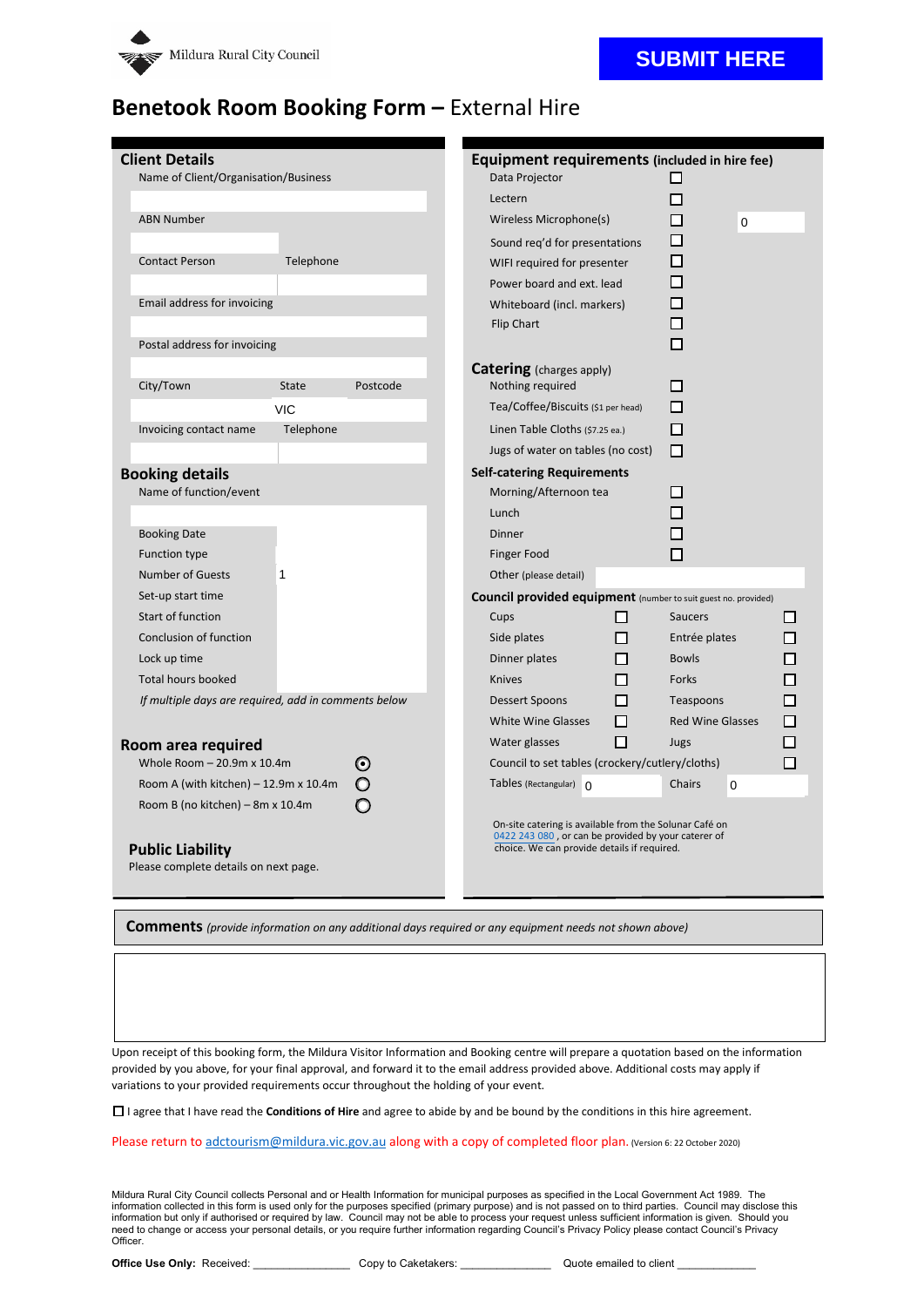Mildura Rural City Council

**SUBMIT HERE**

# Benetook Room Booking Form – External Hire

## Client Details

Name of Client/Organisation/Business

ABN Number

| Contact Person | Telephone |
|---|---|
| | |

Email address for invoicing

Postal address for invoicing

| City/Town | State | Postcode |
|---|---|---|
| | VIC | |

| Invoicing contact name | Telephone |
|---|---|
| | |

## Booking details

Name of function/event

| | |
|---|---|
| Booking Date | |
| Function type | |
| Number of Guests | 1 |
| Set-up start time | |
| Start of function | |
| Conclusion of function | |
| Lock up time | |
| Total hours booked | |

*If multiple days are required, add in comments below*

## Room area required

- ◉ Whole Room – 20.9m x 10.4m
- ○ Room A (with kitchen) – 12.9m x 10.4m
- ○ Room B (no kitchen) – 8m x 10.4m

## Public Liability

Please complete details on next page.

## Equipment requirements (included in hire fee)

- ☐ Data Projector
- ☐ Lectern
- ☐ Wireless Microphone(s) 0
- ☐ Sound req'd for presentations
- ☐ WIFI required for presenter
- ☐ Power board and ext. lead
- ☐ Whiteboard (incl. markers)
- ☐ Flip Chart
- ☐

## Catering (charges apply)

- ☐ Nothing required
- ☐ Tea/Coffee/Biscuits ($1 per head)
- ☐ Linen Table Cloths ($7.25 ea.)
- ☐ Jugs of water on tables (no cost)

### Self-catering Requirements

- ☐ Morning/Afternoon tea
- ☐ Lunch
- ☐ Dinner
- ☐ Finger Food
- Other (please detail)

### Council provided equipment (number to suit guest no. provided)

| | | | |
|---|---|---|---|
| Cups | ☐ | Saucers | ☐ |
| Side plates | ☐ | Entrée plates | ☐ |
| Dinner plates | ☐ | Bowls | ☐ |
| Knives | ☐ | Forks | ☐ |
| Dessert Spoons | ☐ | Teaspoons | ☐ |
| White Wine Glasses | ☐ | Red Wine Glasses | ☐ |
| Water glasses | ☐ | Jugs | ☐ |

- ☐ Council to set tables (crockery/cutlery/cloths)

Tables (Rectangular) 0 Chairs 0

On-site catering is available from the Solunar Café on 0422 243 080 , or can be provided by your caterer of choice. We can provide details if required.

## Comments *(provide information on any additional days required or any equipment needs not shown above)*

Upon receipt of this booking form, the Mildura Visitor Information and Booking centre will prepare a quotation based on the information provided by you above, for your final approval, and forward it to the email address provided above. Additional costs may apply if variations to your provided requirements occur throughout the holding of your event.

☐ I agree that I have read the **Conditions of Hire** and agree to abide by and be bound by the conditions in this hire agreement.

Please return to adctourism@mildura.vic.gov.au along with a copy of completed floor plan. (Version 6: 22 October 2020)

Mildura Rural City Council collects Personal and or Health Information for municipal purposes as specified in the Local Government Act 1989. The information collected in this form is used only for the purposes specified (primary purpose) and is not passed on to third parties. Council may disclose this information but only if authorised or required by law. Council may not be able to process your request unless sufficient information is given. Should you need to change or access your personal details, or you require further information regarding Council's Privacy Policy please contact Council's Privacy Officer.

**Office Use Only:** Received: _______________ Copy to Caketakers: _______________ Quote emailed to client _______________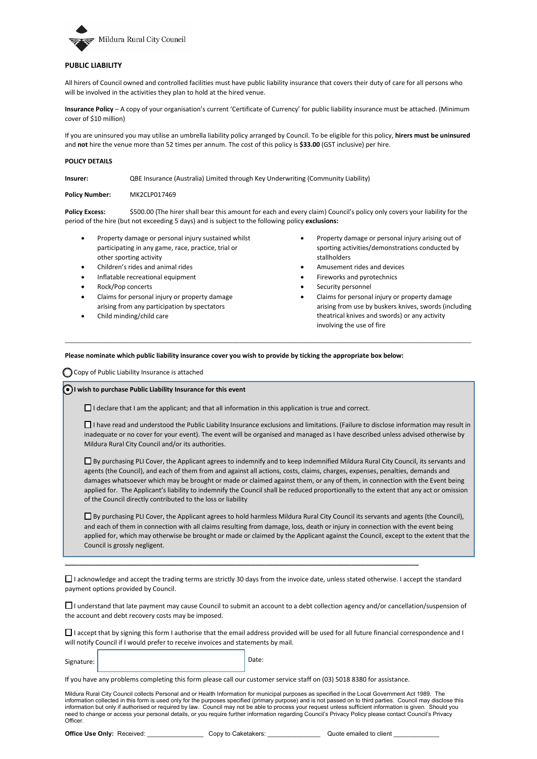Mildura Rural City Council

## PUBLIC LIABILITY

All hirers of Council owned and controlled facilities must have public liability insurance that covers their duty of care for all persons who will be involved in the activities they plan to hold at the hired venue.

**Insurance Policy** – A copy of your organisation's current 'Certificate of Currency' for public liability insurance must be attached. (Minimum cover of $10 million)

If you are uninsured you may utilise an umbrella liability policy arranged by Council. To be eligible for this policy, **hirers must be uninsured** and **not** hire the venue more than 52 times per annum. The cost of this policy is **$33.00** (GST inclusive) per hire.

### POLICY DETAILS

**Insurer:** QBE Insurance (Australia) Limited through Key Underwriting (Community Liability)

**Policy Number:** MK2CLP017469

**Policy Excess:** $500.00 (The hirer shall bear this amount for each and every claim) Council's policy only covers your liability for the period of the hire (but not exceeding 5 days) and is subject to the following policy **exclusions:**

- Property damage or personal injury sustained whilst participating in any game, race, practice, trial or other sporting activity
- Children's rides and animal rides
- Inflatable recreational equipment
- Rock/Pop concerts
- Claims for personal injury or property damage arising from any participation by spectators
- Child minding/child care
- Property damage or personal injury arising out of sporting activities/demonstrations conducted by stallholders
- Amusement rides and devices
- Fireworks and pyrotechnics
- Security personnel
- Claims for personal injury or property damage arising from use by buskers knives, swords (including theatrical knives and swords) or any activity involving the use of fire

---

**Please nominate which public liability insurance cover you wish to provide by ticking the appropriate box below:**

◯ Copy of Public Liability Insurance is attached

◉ **I wish to purchase Public Liability Insurance for this event**

☐ I declare that I am the applicant; and that all information in this application is true and correct.

☐ I have read and understood the Public Liability Insurance exclusions and limitations. (Failure to disclose information may result in inadequate or no cover for your event). The event will be organised and managed as I have described unless advised otherwise by Mildura Rural City Council and/or its authorities.

☐ By purchasing PLI Cover, the Applicant agrees to indemnify and to keep indemnified Mildura Rural City Council, its servants and agents (the Council), and each of them from and against all actions, costs, claims, charges, expenses, penalties, demands and damages whatsoever which may be brought or made or claimed against them, or any of them, in connection with the Event being applied for. The Applicant's liability to indemnify the Council shall be reduced proportionally to the extent that any act or omission of the Council directly contributed to the loss or liability

☐ By purchasing PLI Cover, the Applicant agrees to hold harmless Mildura Rural City Council its servants and agents (the Council), and each of them in connection with all claims resulting from damage, loss, death or injury in connection with the event being applied for, which may otherwise be brought or made or claimed by the Applicant against the Council, except to the extent that the Council is grossly negligent.

---

☐ I acknowledge and accept the trading terms are strictly 30 days from the invoice date, unless stated otherwise. I accept the standard payment options provided by Council.

☐ I understand that late payment may cause Council to submit an account to a debt collection agency and/or cancellation/suspension of the account and debt recovery costs may be imposed.

☐ I accept that by signing this form I authorise that the email address provided will be used for all future financial correspondence and I will notify Council if I would prefer to receive invoices and statements by mail.

Signature: | | Date:

If you have any problems completing this form please call our customer service staff on (03) 5018 8380 for assistance.

Mildura Rural City Council collects Personal and or Health Information for municipal purposes as specified in the Local Government Act 1989. The information collected in this form is used only for the purposes specified (primary purpose) and is not passed on to third parties. Council may disclose this information but only if authorised or required by law. Council may not be able to process your request unless sufficient information is given. Should you need to change or access your personal details, or you require further information regarding Council's Privacy Policy please contact Council's Privacy Officer.

**Office Use Only:** Received: ________________ Copy to Caketakers: _______________ Quote emailed to client _____________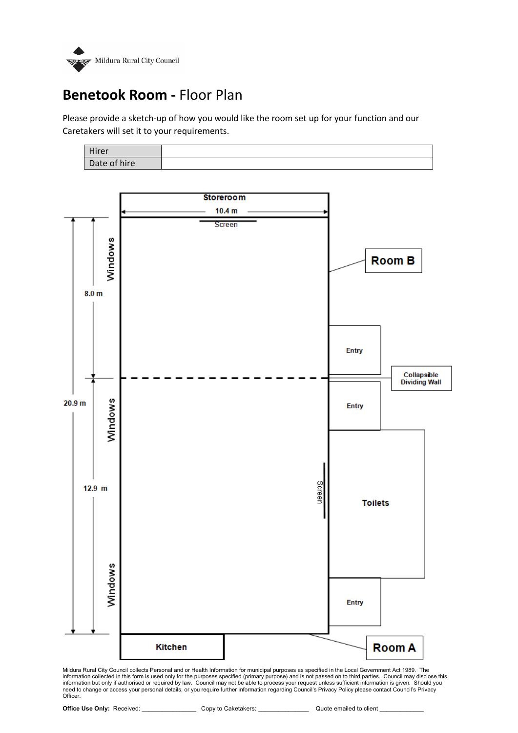Mildura Rural City Council

# **Benetook Room -** Floor Plan

Please provide a sketch-up of how you would like the room set up for your function and our Caretakers will set it to your requirements.

| | |
|---|---|
| Hirer | |
| Date of hire | |

Storeroom

10.4 m

Screen

Windows

8.0 m

Room B

Entry

Collapsible Dividing Wall

20.9 m

Entry

Windows

12.9 m

Screen

Toilets

Windows

Entry

Kitchen

Room A

Mildura Rural City Council collects Personal and or Health Information for municipal purposes as specified in the Local Government Act 1989. The information collected in this form is used only for the purposes specified (primary purpose) and is not passed on to third parties. Council may disclose this information but only if authorised or required by law. Council may not be able to process your request unless sufficient information is given. Should you need to change or access your personal details, or you require further information regarding Council's Privacy Policy please contact Council's Privacy Officer.

**Office Use Only:** Received: ________________ Copy to Caketakers: _______________ Quote emailed to client _____________